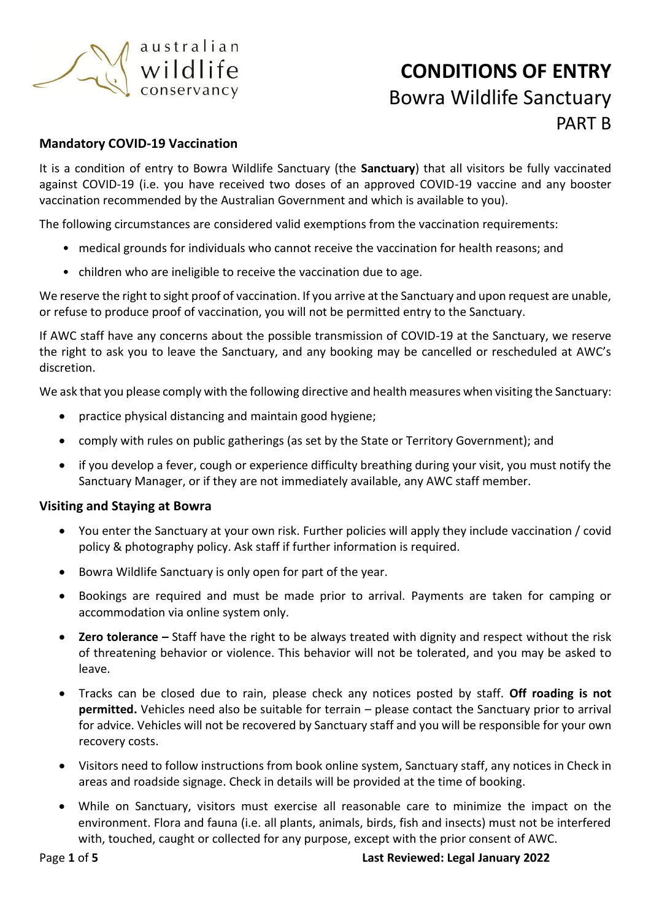australian wildlife conservancy

# CONDITIONS OF ENTRY

## Bowra Wildlife Sanctuary

## PART B

### Mandatory COVID-19 Vaccination

It is a condition of entry to Bowra Wildlife Sanctuary (the **Sanctuary**) that all visitors be fully vaccinated against COVID-19 (i.e. you have received two doses of an approved COVID-19 vaccine and any booster vaccination recommended by the Australian Government and which is available to you).

The following circumstances are considered valid exemptions from the vaccination requirements:

- medical grounds for individuals who cannot receive the vaccination for health reasons; and
- children who are ineligible to receive the vaccination due to age.

We reserve the right to sight proof of vaccination. If you arrive at the Sanctuary and upon request are unable, or refuse to produce proof of vaccination, you will not be permitted entry to the Sanctuary.

If AWC staff have any concerns about the possible transmission of COVID-19 at the Sanctuary, we reserve the right to ask you to leave the Sanctuary, and any booking may be cancelled or rescheduled at AWC's discretion.

We ask that you please comply with the following directive and health measures when visiting the Sanctuary:

- practice physical distancing and maintain good hygiene;
- comply with rules on public gatherings (as set by the State or Territory Government); and
- if you develop a fever, cough or experience difficulty breathing during your visit, you must notify the Sanctuary Manager, or if they are not immediately available, any AWC staff member.

### Visiting and Staying at Bowra

- You enter the Sanctuary at your own risk. Further policies will apply they include vaccination / covid policy & photography policy. Ask staff if further information is required.
- Bowra Wildlife Sanctuary is only open for part of the year.
- Bookings are required and must be made prior to arrival. Payments are taken for camping or accommodation via online system only.
- **Zero tolerance –** Staff have the right to be always treated with dignity and respect without the risk of threatening behavior or violence. This behavior will not be tolerated, and you may be asked to leave.
- Tracks can be closed due to rain, please check any notices posted by staff. **Off roading is not permitted.** Vehicles need also be suitable for terrain – please contact the Sanctuary prior to arrival for advice. Vehicles will not be recovered by Sanctuary staff and you will be responsible for your own recovery costs.
- Visitors need to follow instructions from book online system, Sanctuary staff, any notices in Check in areas and roadside signage. Check in details will be provided at the time of booking.
- While on Sanctuary, visitors must exercise all reasonable care to minimize the impact on the environment. Flora and fauna (i.e. all plants, animals, birds, fish and insects) must not be interfered with, touched, caught or collected for any purpose, except with the prior consent of AWC.

**Last Reviewed: Legal January 2022**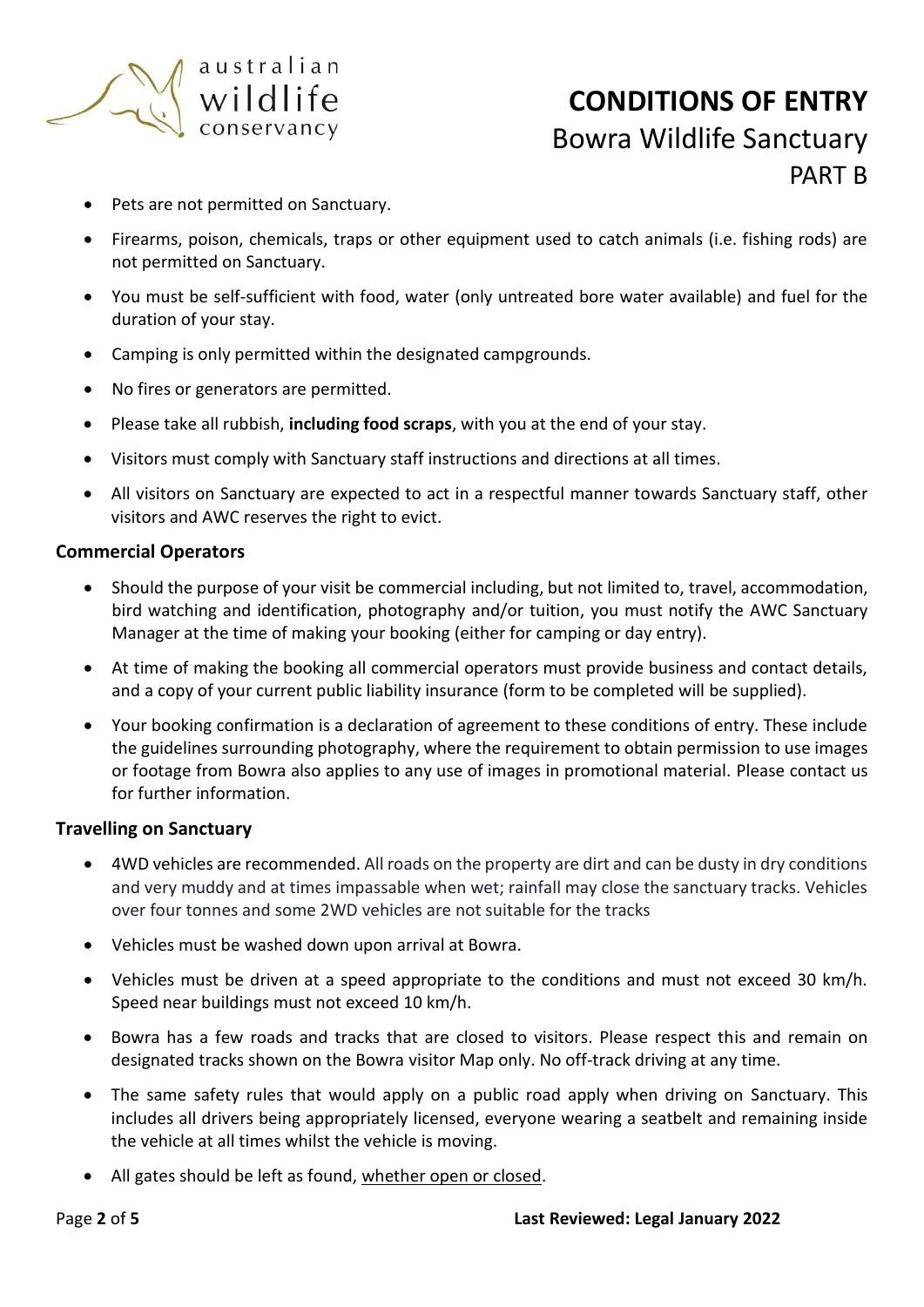- Pets are not permitted on Sanctuary.
- Firearms, poison, chemicals, traps or other equipment used to catch animals (i.e. fishing rods) are not permitted on Sanctuary.
- You must be self-sufficient with food, water (only untreated bore water available) and fuel for the duration of your stay.
- Camping is only permitted within the designated campgrounds.
- No fires or generators are permitted.
- Please take all rubbish, **including food scraps**, with you at the end of your stay.
- Visitors must comply with Sanctuary staff instructions and directions at all times.
- All visitors on Sanctuary are expected to act in a respectful manner towards Sanctuary staff, other visitors and AWC reserves the right to evict.

### Commercial Operators

- Should the purpose of your visit be commercial including, but not limited to, travel, accommodation, bird watching and identification, photography and/or tuition, you must notify the AWC Sanctuary Manager at the time of making your booking (either for camping or day entry).
- At time of making the booking all commercial operators must provide business and contact details, and a copy of your current public liability insurance (form to be completed will be supplied).
- Your booking confirmation is a declaration of agreement to these conditions of entry. These include the guidelines surrounding photography, where the requirement to obtain permission to use images or footage from Bowra also applies to any use of images in promotional material. Please contact us for further information.

### Travelling on Sanctuary

- 4WD vehicles are recommended. All roads on the property are dirt and can be dusty in dry conditions and very muddy and at times impassable when wet; rainfall may close the sanctuary tracks. Vehicles over four tonnes and some 2WD vehicles are not suitable for the tracks
- Vehicles must be washed down upon arrival at Bowra.
- Vehicles must be driven at a speed appropriate to the conditions and must not exceed 30 km/h. Speed near buildings must not exceed 10 km/h.
- Bowra has a few roads and tracks that are closed to visitors. Please respect this and remain on designated tracks shown on the Bowra visitor Map only. No off-track driving at any time.
- The same safety rules that would apply on a public road apply when driving on Sanctuary. This includes all drivers being appropriately licensed, everyone wearing a seatbelt and remaining inside the vehicle at all times whilst the vehicle is moving.
- All gates should be left as found, whether open or closed.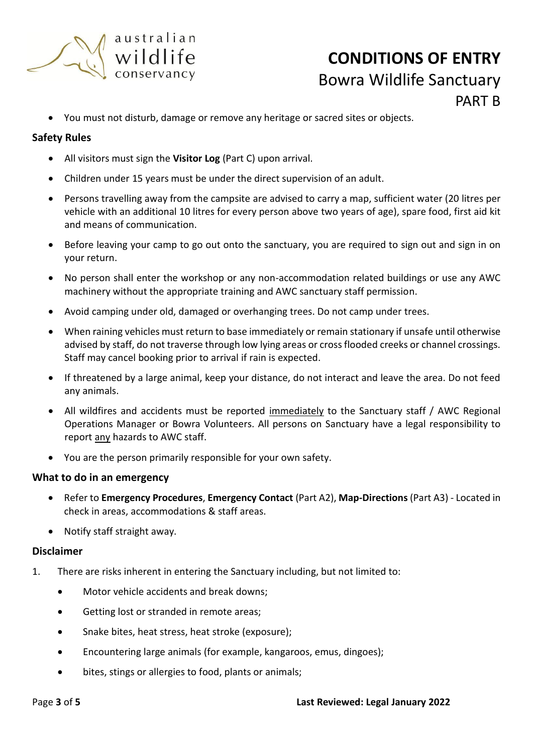- You must not disturb, damage or remove any heritage or sacred sites or objects.

### Safety Rules

- All visitors must sign the **Visitor Log** (Part C) upon arrival.
- Children under 15 years must be under the direct supervision of an adult.
- Persons travelling away from the campsite are advised to carry a map, sufficient water (20 litres per vehicle with an additional 10 litres for every person above two years of age), spare food, first aid kit and means of communication.
- Before leaving your camp to go out onto the sanctuary, you are required to sign out and sign in on your return.
- No person shall enter the workshop or any non-accommodation related buildings or use any AWC machinery without the appropriate training and AWC sanctuary staff permission.
- Avoid camping under old, damaged or overhanging trees. Do not camp under trees.
- When raining vehicles must return to base immediately or remain stationary if unsafe until otherwise advised by staff, do not traverse through low lying areas or cross flooded creeks or channel crossings. Staff may cancel booking prior to arrival if rain is expected.
- If threatened by a large animal, keep your distance, do not interact and leave the area. Do not feed any animals.
- All wildfires and accidents must be reported <u>immediately</u> to the Sanctuary staff / AWC Regional Operations Manager or Bowra Volunteers. All persons on Sanctuary have a legal responsibility to report <u>any</u> hazards to AWC staff.
- You are the person primarily responsible for your own safety.

### What to do in an emergency

- Refer to **Emergency Procedures**, **Emergency Contact** (Part A2), **Map-Directions** (Part A3) - Located in check in areas, accommodations & staff areas.
- Notify staff straight away.

### Disclaimer

1. There are risks inherent in entering the Sanctuary including, but not limited to:
    - Motor vehicle accidents and break downs;
    - Getting lost or stranded in remote areas;
    - Snake bites, heat stress, heat stroke (exposure);
    - Encountering large animals (for example, kangaroos, emus, dingoes);
    - bites, stings or allergies to food, plants or animals;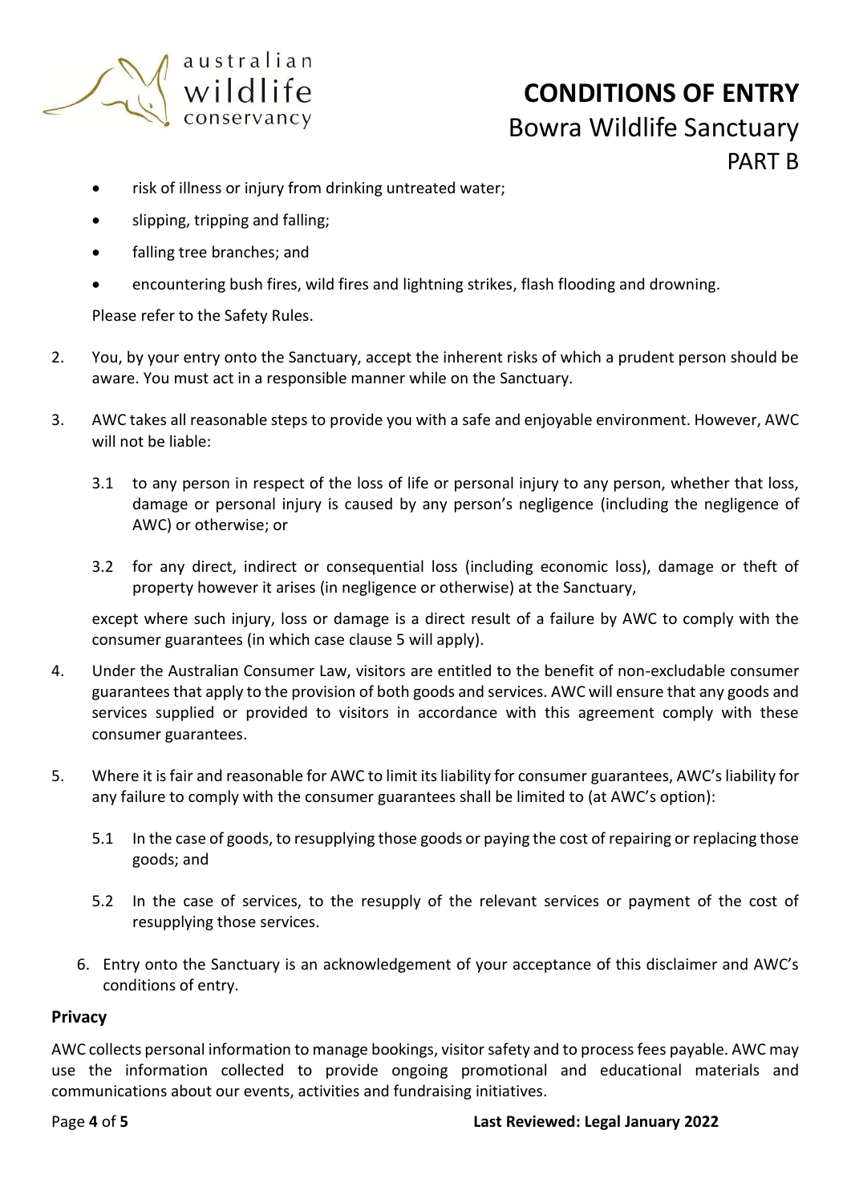- risk of illness or injury from drinking untreated water;
- slipping, tripping and falling;
- falling tree branches; and
- encountering bush fires, wild fires and lightning strikes, flash flooding and drowning.

Please refer to the Safety Rules.

2. You, by your entry onto the Sanctuary, accept the inherent risks of which a prudent person should be aware. You must act in a responsible manner while on the Sanctuary.

3. AWC takes all reasonable steps to provide you with a safe and enjoyable environment. However, AWC will not be liable:

   3.1 to any person in respect of the loss of life or personal injury to any person, whether that loss, damage or personal injury is caused by any person's negligence (including the negligence of AWC) or otherwise; or

   3.2 for any direct, indirect or consequential loss (including economic loss), damage or theft of property however it arises (in negligence or otherwise) at the Sanctuary,

   except where such injury, loss or damage is a direct result of a failure by AWC to comply with the consumer guarantees (in which case clause 5 will apply).

4. Under the Australian Consumer Law, visitors are entitled to the benefit of non-excludable consumer guarantees that apply to the provision of both goods and services. AWC will ensure that any goods and services supplied or provided to visitors in accordance with this agreement comply with these consumer guarantees.

5. Where it is fair and reasonable for AWC to limit its liability for consumer guarantees, AWC's liability for any failure to comply with the consumer guarantees shall be limited to (at AWC's option):

   5.1 In the case of goods, to resupplying those goods or paying the cost of repairing or replacing those goods; and

   5.2 In the case of services, to the resupply of the relevant services or payment of the cost of resupplying those services.

6. Entry onto the Sanctuary is an acknowledgement of your acceptance of this disclaimer and AWC's conditions of entry.

**Privacy**

AWC collects personal information to manage bookings, visitor safety and to process fees payable. AWC may use the information collected to provide ongoing promotional and educational materials and communications about our events, activities and fundraising initiatives.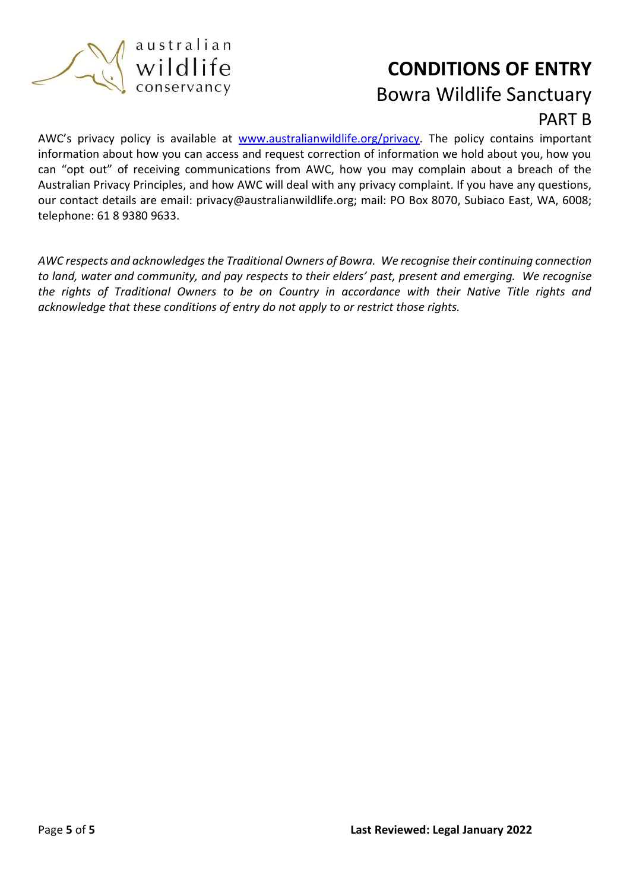# CONDITIONS OF ENTRY

## Bowra Wildlife Sanctuary

## PART B

AWC's privacy policy is available at www.australianwildlife.org/privacy. The policy contains important information about how you can access and request correction of information we hold about you, how you can "opt out" of receiving communications from AWC, how you may complain about a breach of the Australian Privacy Principles, and how AWC will deal with any privacy complaint. If you have any questions, our contact details are email: privacy@australianwildlife.org; mail: PO Box 8070, Subiaco East, WA, 6008; telephone: 61 8 9380 9633.

*AWC respects and acknowledges the Traditional Owners of Bowra. We recognise their continuing connection to land, water and community, and pay respects to their elders' past, present and emerging. We recognise the rights of Traditional Owners to be on Country in accordance with their Native Title rights and acknowledge that these conditions of entry do not apply to or restrict those rights.*

**Last Reviewed: Legal January 2022**